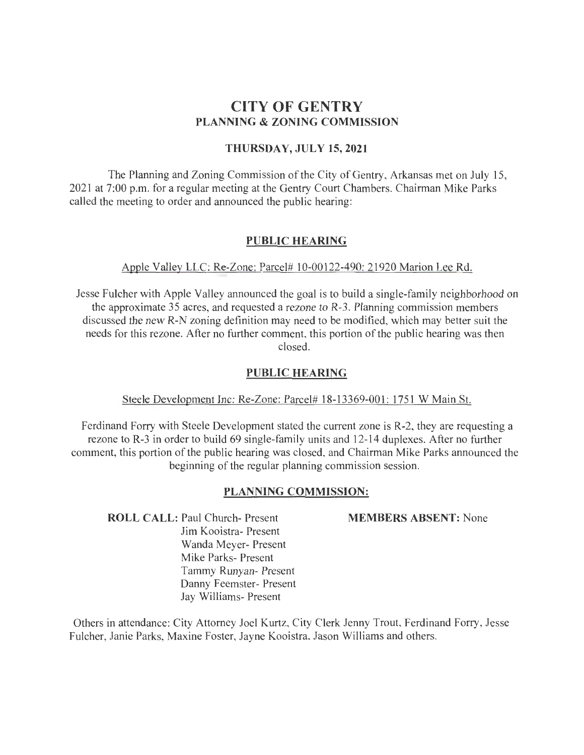# CITY OF GENTRY

## PLANNING & ZONING COMMISSION

### THURSDAY, JULY 15, 2021

The Planning and Zoning Commission of the City of Gentry, Arkansas met on July 15, 2021 at 7:00 p.m. for a regular meeting at the Gentry Court Chambers. Chairman Mike Parks called the meeting to order and announced the public hearing:

## PUBLIC HEARING

Apple Valley LLC: Re-Zone: Parcel# 10-00122-490: 21920 Marion Lee Rd.

Jesse Fulcher with Apple Valley announced the goal is to build a single-family neighborhood on the approximate 35 acres, and requested a rezone to R-3. Planning commission members discussed the new R-N zoning definition may need to be modified, which may better suit the needs for this rezone. After no further comment, this portion of the public hearing was then closed.

## PUBLIC HEARING

Steele Development Inc: Re-Zone: Parcel# 18-13369-001: 1751 W Main St.

Ferdinand Forry with Steele Development stated the current zone is R-2, they are requesting a rezone to R-3 in order to build 69 single-family units and 12-14 duplexes. After no further comment, this portion of the public hearing was closed, and Chairman Mike Parks announced the beginning of the regular planning commission session.

## PLANNING COMMISSION:

**ROLL CALL:** Paul Church- Present
Jim Kooistra- Present
Wanda Meyer- Present
Mike Parks- Present
Tammy Runyan- Present
Danny Feemster- Present
Jay Williams- Present

**MEMBERS ABSENT:** None

Others in attendance: City Attorney Joel Kurtz, City Clerk Jenny Trout, Ferdinand Forry, Jesse Fulcher, Janie Parks, Maxine Foster, Jayne Kooistra, Jason Williams and others.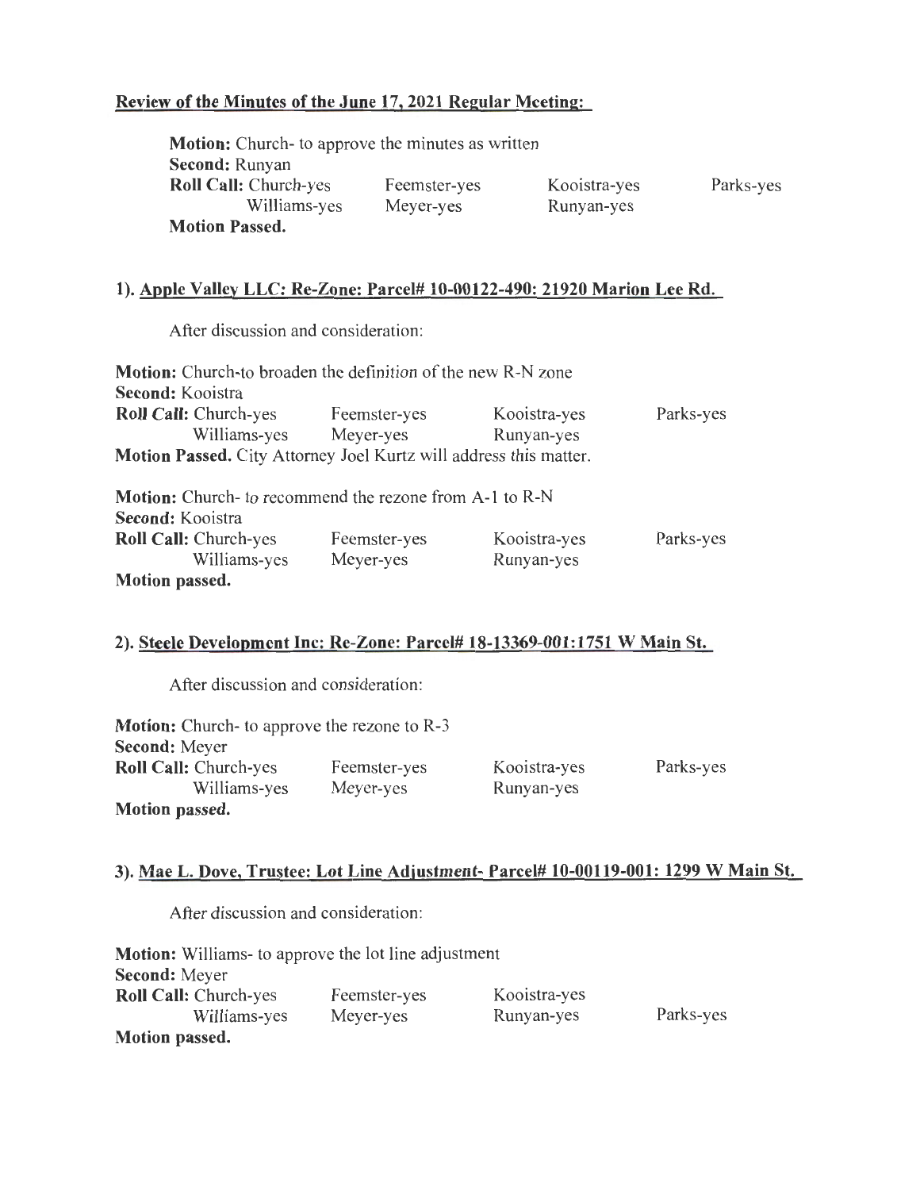**Review of the Minutes of the June 17, 2021 Regular Meeting:**

**Motion:** Church- to approve the minutes as written
**Second:** Runyan
**Roll Call:** Church-yes Feemster-yes Kooistra-yes Parks-yes
Williams-yes Meyer-yes Runyan-yes
**Motion Passed.**

**1). Apple Valley LLC: Re-Zone: Parcel# 10-00122-490: 21920 Marion Lee Rd.**

After discussion and consideration:

**Motion:** Church-to broaden the definition of the new R-N zone
**Second:** Kooistra
**Roll Call:** Church-yes Feemster-yes Kooistra-yes Parks-yes
Williams-yes Meyer-yes Runyan-yes
**Motion Passed.** City Attorney Joel Kurtz will address this matter.

**Motion:** Church- to recommend the rezone from A-1 to R-N
**Second:** Kooistra
**Roll Call:** Church-yes Feemster-yes Kooistra-yes Parks-yes
Williams-yes Meyer-yes Runyan-yes
**Motion passed.**

**2). Steele Development Inc: Re-Zone: Parcel# 18-13369-001:1751 W Main St.**

After discussion and consideration:

**Motion:** Church- to approve the rezone to R-3
**Second:** Meyer
**Roll Call:** Church-yes Feemster-yes Kooistra-yes Parks-yes
Williams-yes Meyer-yes Runyan-yes
**Motion passed.**

**3). Mae L. Dove, Trustee: Lot Line Adjustment- Parcel# 10-00119-001: 1299 W Main St.**

After discussion and consideration:

**Motion:** Williams- to approve the lot line adjustment
**Second:** Meyer
**Roll Call:** Church-yes Feemster-yes Kooistra-yes
Williams-yes Meyer-yes Runyan-yes Parks-yes
**Motion passed.**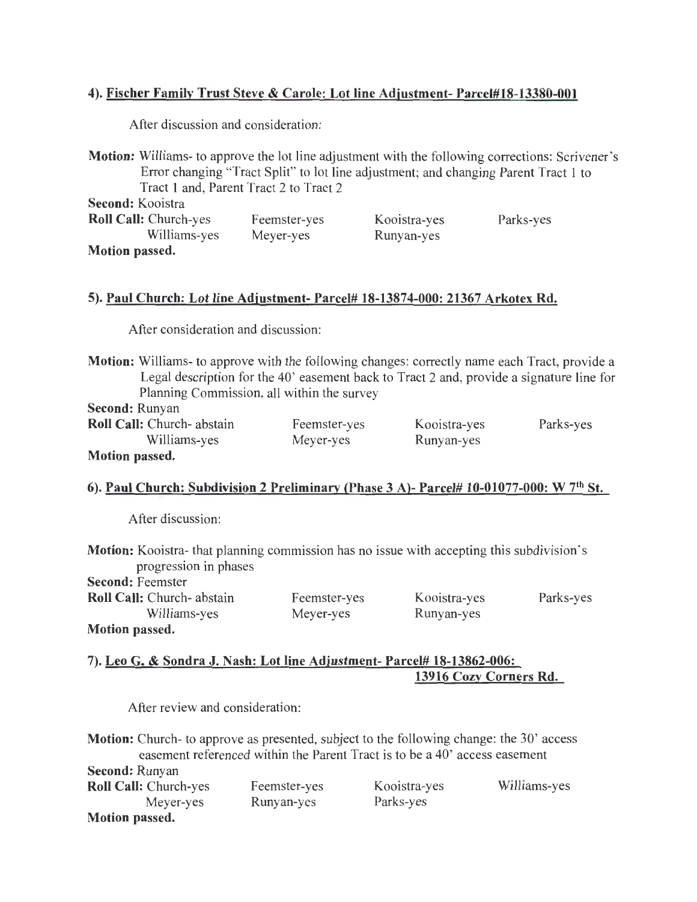### 4). <u>Fischer Family Trust Steve & Carole: Lot line Adjustment- Parcel#18-13380-001</u>

After discussion and consideration:

**Motion:** Williams- to approve the lot line adjustment with the following corrections: Scrivener's Error changing "Tract Split" to lot line adjustment; and changing Parent Tract 1 to Tract 1 and, Parent Tract 2 to Tract 2

**Second:** Kooistra

**Roll Call:** Church-yes Feemster-yes Kooistra-yes Parks-yes Williams-yes Meyer-yes Runyan-yes

**Motion passed.**

### 5). <u>Paul Church: Lot line Adjustment- Parcel# 18-13874-000: 21367 Arkotex Rd.</u>

After consideration and discussion:

**Motion:** Williams- to approve with the following changes: correctly name each Tract, provide a Legal description for the 40' easement back to Tract 2 and, provide a signature line for Planning Commission, all within the survey

**Second:** Runyan

**Roll Call:** Church- abstain Feemster-yes Kooistra-yes Parks-yes Williams-yes Meyer-yes Runyan-yes

**Motion passed.**

### 6). <u>Paul Church: Subdivision 2 Preliminary (Phase 3 A)- Parcel# 10-01077-000: W 7th St.</u>

After discussion:

**Motion:** Kooistra- that planning commission has no issue with accepting this subdivision's progression in phases

**Second:** Feemster

**Roll Call:** Church- abstain Feemster-yes Kooistra-yes Parks-yes Williams-yes Meyer-yes Runyan-yes

**Motion passed.**

### 7). <u>Leo G. & Sondra J. Nash: Lot line Adjustment- Parcel# 18-13862-006: 13916 Cozy Corners Rd.</u>

After review and consideration:

**Motion:** Church- to approve as presented, subject to the following change: the 30' access easement referenced within the Parent Tract is to be a 40' access easement

**Second:** Runyan

**Roll Call:** Church-yes Feemster-yes Kooistra-yes Williams-yes Meyer-yes Runyan-yes Parks-yes

**Motion passed.**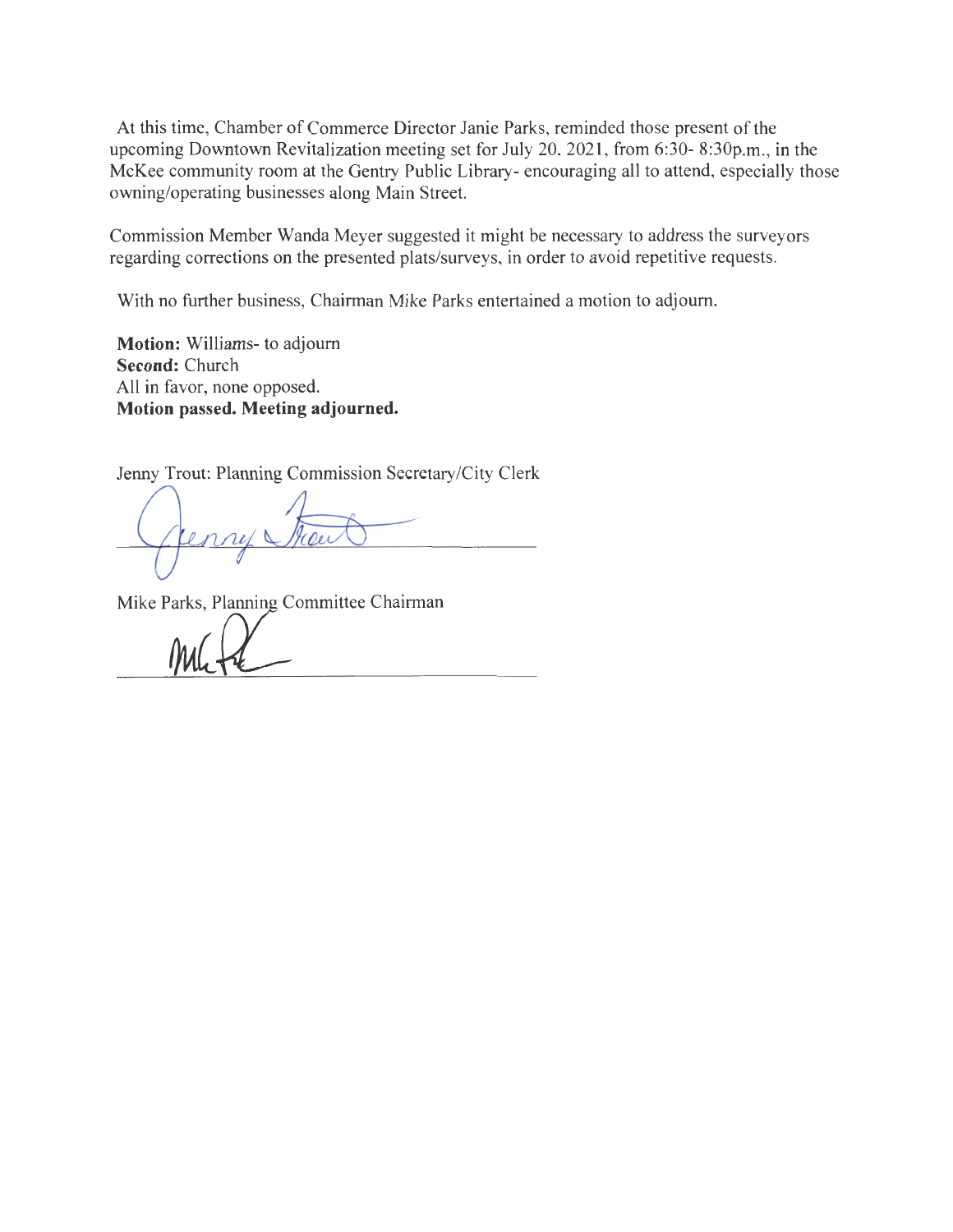At this time, Chamber of Commerce Director Janie Parks, reminded those present of the upcoming Downtown Revitalization meeting set for July 20, 2021, from 6:30- 8:30p.m., in the McKee community room at the Gentry Public Library- encouraging all to attend, especially those owning/operating businesses along Main Street.

Commission Member Wanda Meyer suggested it might be necessary to address the surveyors regarding corrections on the presented plats/surveys, in order to avoid repetitive requests.

With no further business, Chairman Mike Parks entertained a motion to adjourn.

**Motion:** Williams- to adjourn
**Second:** Church
All in favor, none opposed.
**Motion passed. Meeting adjourned.**

Jenny Trout: Planning Commission Secretary/City Clerk

Mike Parks, Planning Committee Chairman